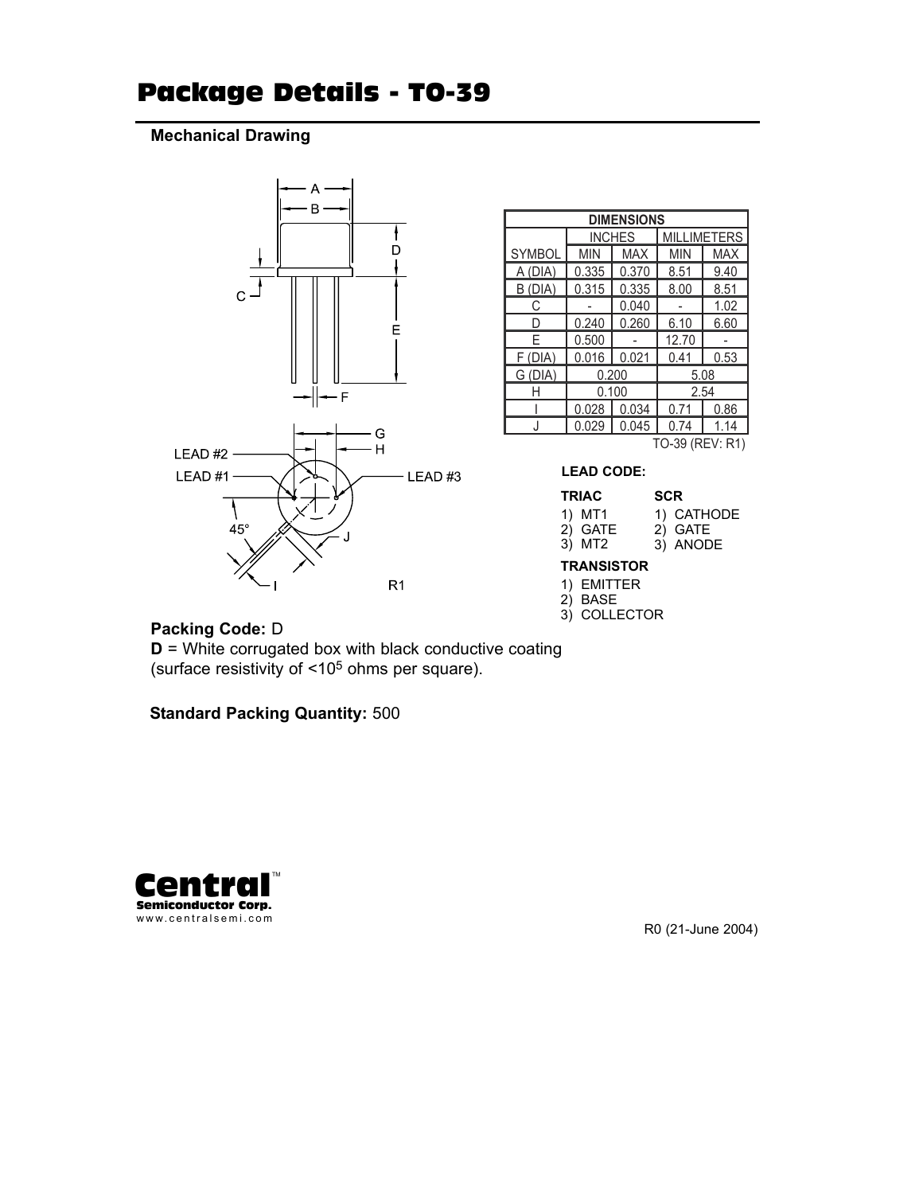# Package Details - TO-39

**Mechanical Drawing**

| DIMENSIONS | | | | |
|---|---|---|---|---|
| | INCHES | | MILLIMETERS | |
| SYMBOL | MIN | MAX | MIN | MAX |
| A (DIA) | 0.335 | 0.370 | 8.51 | 9.40 |
| B (DIA) | 0.315 | 0.335 | 8.00 | 8.51 |
| C | - | 0.040 | - | 1.02 |
| D | 0.240 | 0.260 | 6.10 | 6.60 |
| E | 0.500 | - | 12.70 | - |
| F (DIA) | 0.016 | 0.021 | 0.41 | 0.53 |
| G (DIA) | 0.200 | | 5.08 | |
| H | 0.100 | | 2.54 | |
| I | 0.028 | 0.034 | 0.71 | 0.86 |
| J | 0.029 | 0.045 | 0.74 | 1.14 |

TO-39 (REV: R1)

**LEAD CODE:**

**TRIAC**
1) MT1
2) GATE
3) MT2

**SCR**
1) CATHODE
2) GATE
3) ANODE

**TRANSISTOR**
1) EMITTER
2) BASE
3) COLLECTOR

R1

**Packing Code:** D

**D** = White corrugated box with black conductive coating (surface resistivity of $<10^5$ ohms per square).

**Standard Packing Quantity:** 500

**Central** Semiconductor Corp.
www.centralsemi.com

R0 (21-June 2004)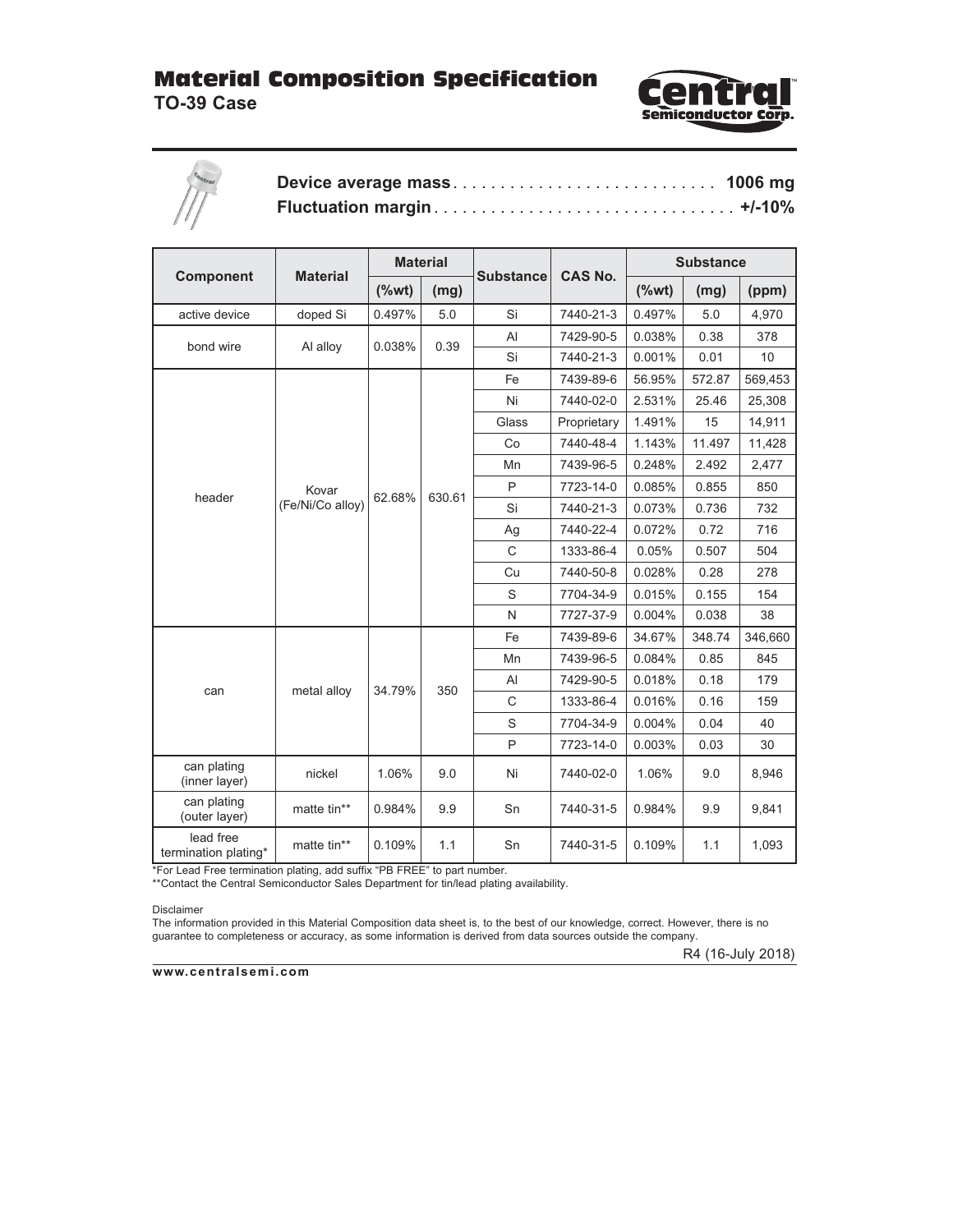# Material Composition Specification

**TO-39 Case**

**Central Semiconductor Corp.**

**Device average mass. . . . . . . . . . . . . . . . . . . . . . . . . . . 1006 mg**
**Fluctuation margin. . . . . . . . . . . . . . . . . . . . . . . . . . . . . . +/-10%**

| Component | Material | Material | | Substance | CAS No. | Substance | | |
|---|---|---|---|---|---|---|---|---|
| | | (%wt) | (mg) | | | (%wt) | (mg) | (ppm) |
| active device | doped Si | 0.497% | 5.0 | Si | 7440-21-3 | 0.497% | 5.0 | 4,970 |
| bond wire | Al alloy | 0.038% | 0.39 | Al | 7429-90-5 | 0.038% | 0.38 | 378 |
| | | | | Si | 7440-21-3 | 0.001% | 0.01 | 10 |
| header | Kovar (Fe/Ni/Co alloy) | 62.68% | 630.61 | Fe | 7439-89-6 | 56.95% | 572.87 | 569,453 |
| | | | | Ni | 7440-02-0 | 2.531% | 25.46 | 25,308 |
| | | | | Glass | Proprietary | 1.491% | 15 | 14,911 |
| | | | | Co | 7440-48-4 | 1.143% | 11.497 | 11,428 |
| | | | | Mn | 7439-96-5 | 0.248% | 2.492 | 2,477 |
| | | | | P | 7723-14-0 | 0.085% | 0.855 | 850 |
| | | | | Si | 7440-21-3 | 0.073% | 0.736 | 732 |
| | | | | Ag | 7440-22-4 | 0.072% | 0.72 | 716 |
| | | | | C | 1333-86-4 | 0.05% | 0.507 | 504 |
| | | | | Cu | 7440-50-8 | 0.028% | 0.28 | 278 |
| | | | | S | 7704-34-9 | 0.015% | 0.155 | 154 |
| | | | | N | 7727-37-9 | 0.004% | 0.038 | 38 |
| can | metal alloy | 34.79% | 350 | Fe | 7439-89-6 | 34.67% | 348.74 | 346,660 |
| | | | | Mn | 7439-96-5 | 0.084% | 0.85 | 845 |
| | | | | Al | 7429-90-5 | 0.018% | 0.18 | 179 |
| | | | | C | 1333-86-4 | 0.016% | 0.16 | 159 |
| | | | | S | 7704-34-9 | 0.004% | 0.04 | 40 |
| | | | | P | 7723-14-0 | 0.003% | 0.03 | 30 |
| can plating (inner layer) | nickel | 1.06% | 9.0 | Ni | 7440-02-0 | 1.06% | 9.0 | 8,946 |
| can plating (outer layer) | matte tin** | 0.984% | 9.9 | Sn | 7440-31-5 | 0.984% | 9.9 | 9,841 |
| lead free termination plating* | matte tin** | 0.109% | 1.1 | Sn | 7440-31-5 | 0.109% | 1.1 | 1,093 |

*For Lead Free termination plating, add suffix "PB FREE" to part number.

**Contact the Central Semiconductor Sales Department for tin/lead plating availability.

Disclaimer

The information provided in this Material Composition data sheet is, to the best of our knowledge, correct. However, there is no guarantee to completeness or accuracy, as some information is derived from data sources outside the company.

R4 (16-July 2018)

www.centralsemi.com